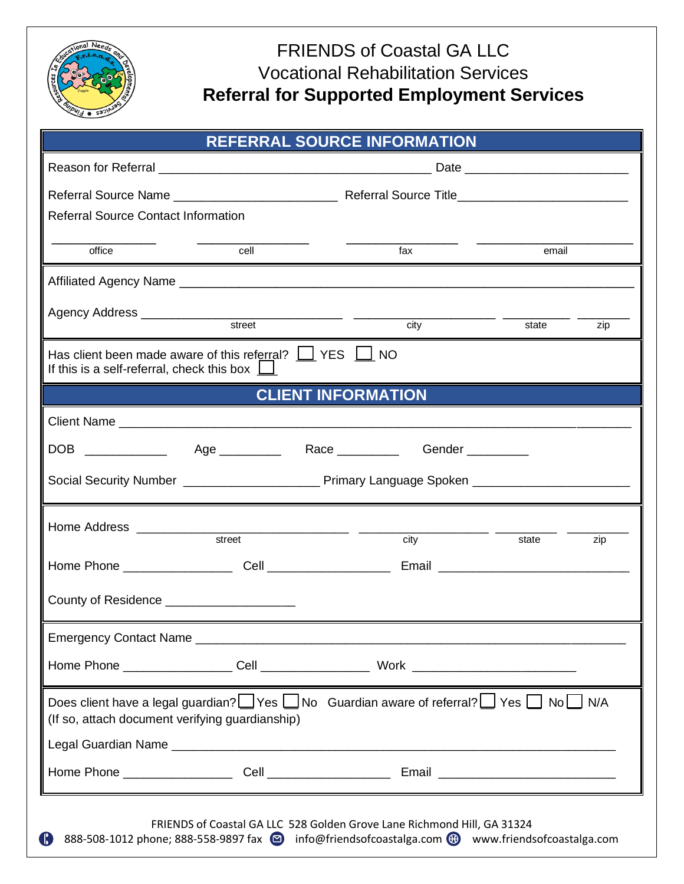# FRIENDS of Coastal GA LLC
## Vocational Rehabilitation Services
## **Referral for Supported Employment Services**

## REFERRAL SOURCE INFORMATION

Reason for Referral ________________________________________ Date ________________________

Referral Source Name ________________________ Referral Source Title_________________________

Referral Source Contact Information

______________ ________________ ________________ ______________________
office cell fax email

Affiliated Agency Name ____________________________________________________________________

Agency Address ______________________________ ____________________ __________ _______
street city state zip

Has client been made aware of this referral? ☐ YES ☐ NO
If this is a self-referral, check this box ☐

## CLIENT INFORMATION

Client Name ___________________________________________________________________________

DOB ___________ Age _________ Race _________ Gender _________

Social Security Number ____________________ Primary Language Spoken ______________________

Home Address ______________________________ __________________ _________ _________
street city state zip

Home Phone ________________ Cell __________________ Email ___________________________

County of Residence ___________________

Emergency Contact Name ______________________________________________________________

Home Phone ________________ Cell ________________ Work ________________________

Does client have a legal guardian? ☐ Yes ☐ No Guardian aware of referral? ☐ Yes ☐ No ☐ N/A
(If so, attach document verifying guardianship)

Legal Guardian Name ________________________________________________________________

Home Phone ________________ Cell __________________ Email __________________________

FRIENDS of Coastal GA LLC 528 Golden Grove Lane Richmond Hill, GA 31324
888-508-1012 phone; 888-558-9897 fax info@friendsofcoastalga.com www.friendsofcoastalga.com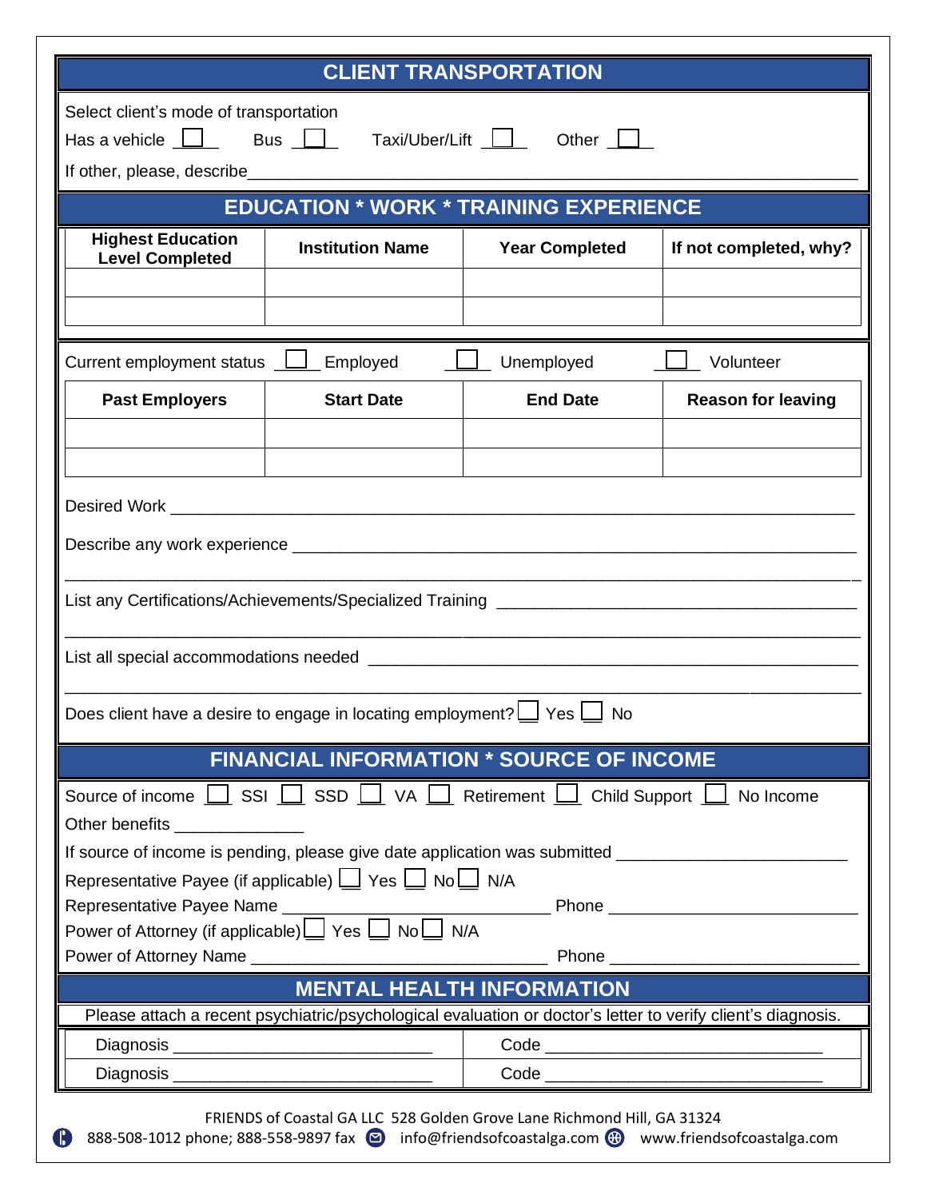## CLIENT TRANSPORTATION

Select client's mode of transportation

Has a vehicle ☐ Bus ☐ Taxi/Uber/Lift ☐ Other ☐

If other, please, describe___________________________________________________________

## EDUCATION * WORK * TRAINING EXPERIENCE

| Highest Education Level Completed | Institution Name | Year Completed | If not completed, why? |
|---|---|---|---|
| | | | |
| | | | |

Current employment status ☐ Employed ☐ Unemployed ☐ Volunteer

| Past Employers | Start Date | End Date | Reason for leaving |
|---|---|---|---|
| | | | |
| | | | |

Desired Work ___________________________________________________________________

Describe any work experience _____________________________________________________

_____________________________________________________________________________

List any Certifications/Achievements/Specialized Training ______________________________

_____________________________________________________________________________

List all special accommodations needed ______________________________________________

_____________________________________________________________________________

Does client have a desire to engage in locating employment? ☐ Yes ☐ No

## FINANCIAL INFORMATION * SOURCE OF INCOME

Source of income ☐ SSI ☐ SSD ☐ VA ☐ Retirement ☐ Child Support ☐ No Income

Other benefits ______________

If source of income is pending, please give date application was submitted ______________________

Representative Payee (if applicable) ☐ Yes ☐ No ☐ N/A

Representative Payee Name ____________________________ Phone __________________________

Power of Attorney (if applicable) ☐ Yes ☐ No ☐ N/A

Power of Attorney Name _______________________________ Phone __________________________

## MENTAL HEALTH INFORMATION

Please attach a recent psychiatric/psychological evaluation or doctor's letter to verify client's diagnosis.

| | |
|---|---|
| Diagnosis ___________________________ | Code _____________________________ |
| Diagnosis ___________________________ | Code _____________________________ |

FRIENDS of Coastal GA LLC 528 Golden Grove Lane Richmond Hill, GA 31324

888-508-1012 phone; 888-558-9897 fax info@friendsofcoastalga.com www.friendsofcoastalga.com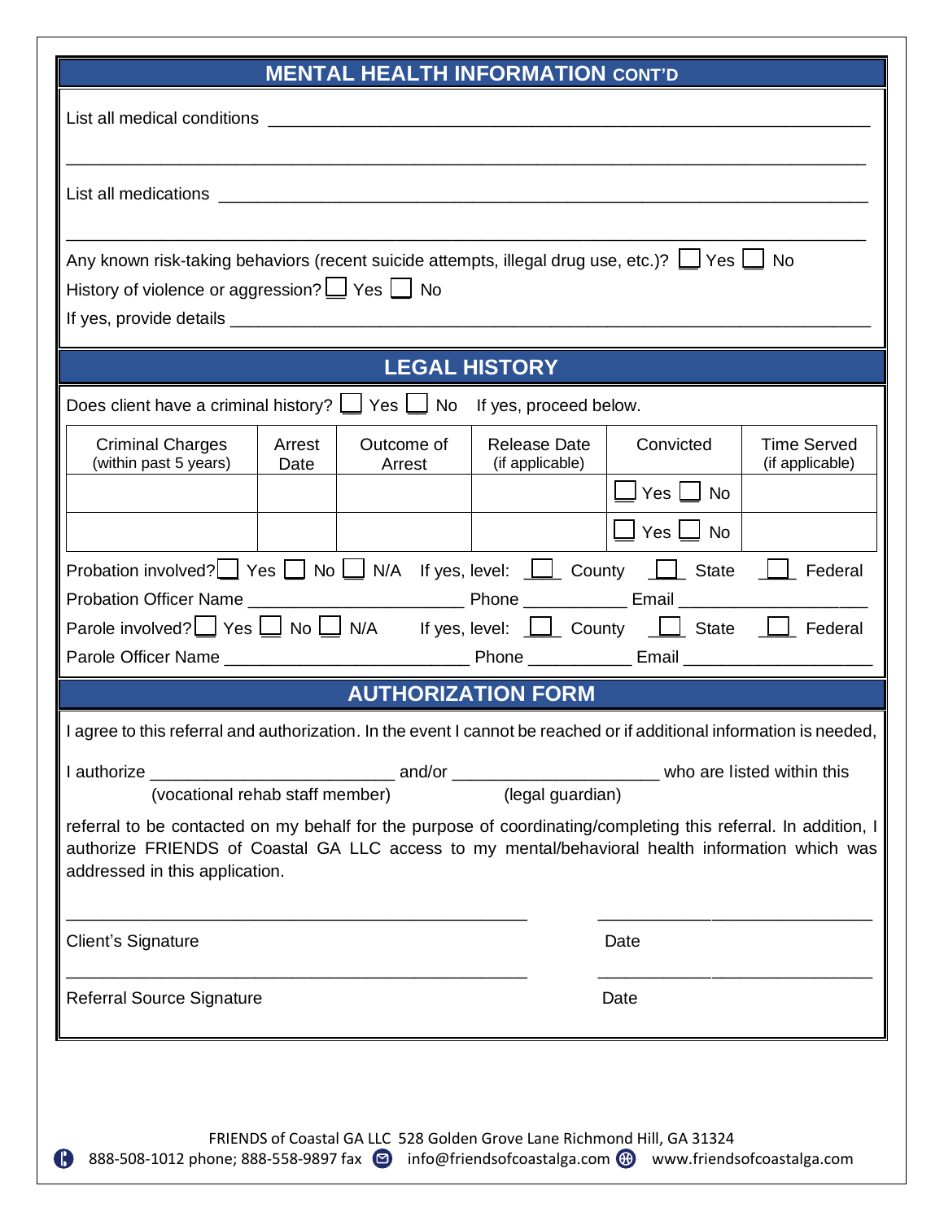## MENTAL HEALTH INFORMATION CONT'D

List all medical conditions ______________________________________________________________

______________________________________________________________________________________

List all medications ____________________________________________________________________

______________________________________________________________________________________

Any known risk-taking behaviors (recent suicide attempts, illegal drug use, etc.)? ☐ Yes ☐ No

History of violence or aggression? ☐ Yes ☐ No

If yes, provide details ___________________________________________________________________

## LEGAL HISTORY

Does client have a criminal history? ☐ Yes ☐ No If yes, proceed below.

| Criminal Charges (within past 5 years) | Arrest Date | Outcome of Arrest | Release Date (if applicable) | Convicted | Time Served (if applicable) |
|---|---|---|---|---|---|
| | | | | ☐ Yes ☐ No | |
| | | | | ☐ Yes ☐ No | |

Probation involved? ☐ Yes ☐ No ☐ N/A If yes, level: ☐ County ☐ State ☐ Federal

Probation Officer Name ______________________ Phone __________ Email ___________________

Parole involved? ☐ Yes ☐ No ☐ N/A If yes, level: ☐ County ☐ State ☐ Federal

Parole Officer Name _________________________ Phone __________ Email ___________________

## AUTHORIZATION FORM

I agree to this referral and authorization. In the event I cannot be reached or if additional information is needed,

I authorize _________________________ and/or _____________________ who are listed within this
(vocational rehab staff member) (legal guardian)

referral to be contacted on my behalf for the purpose of coordinating/completing this referral. In addition, I authorize FRIENDS of Coastal GA LLC access to my mental/behavioral health information which was addressed in this application.

_______________________________________________ ____________________________

Client's Signature Date

_______________________________________________ ____________________________

Referral Source Signature Date

FRIENDS of Coastal GA LLC 528 Golden Grove Lane Richmond Hill, GA 31324

888-508-1012 phone; 888-558-9897 fax info@friendsofcoastalga.com www.friendsofcoastalga.com